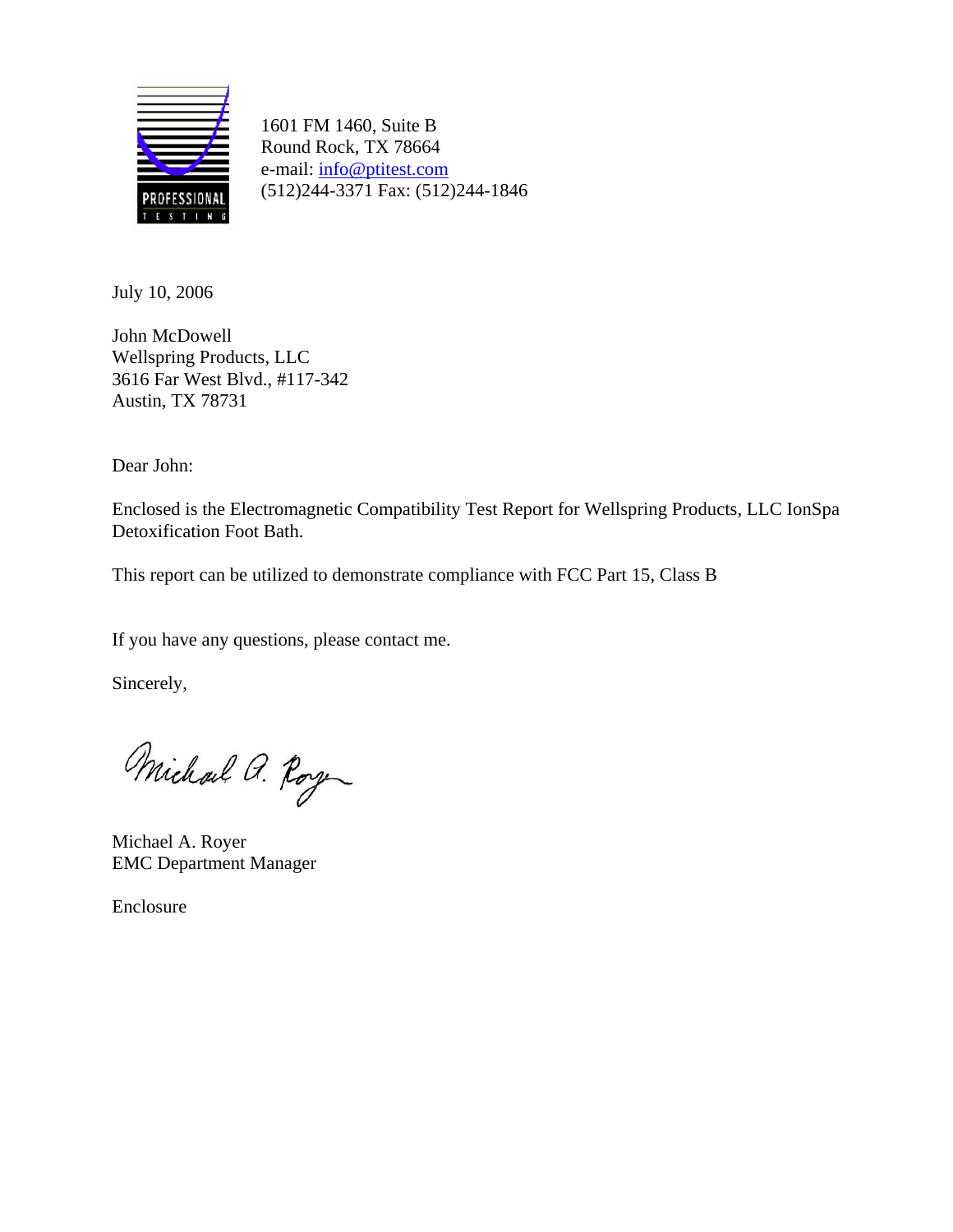PROFESSIONAL TESTING

1601 FM 1460, Suite B
Round Rock, TX 78664
e-mail: info@ptitest.com
(512)244-3371 Fax: (512)244-1846

July 10, 2006

John McDowell
Wellspring Products, LLC
3616 Far West Blvd., #117-342
Austin, TX 78731

Dear John:

Enclosed is the Electromagnetic Compatibility Test Report for Wellspring Products, LLC IonSpa Detoxification Foot Bath.

This report can be utilized to demonstrate compliance with FCC Part 15, Class B

If you have any questions, please contact me.

Sincerely,

Michael A. Royer
EMC Department Manager

Enclosure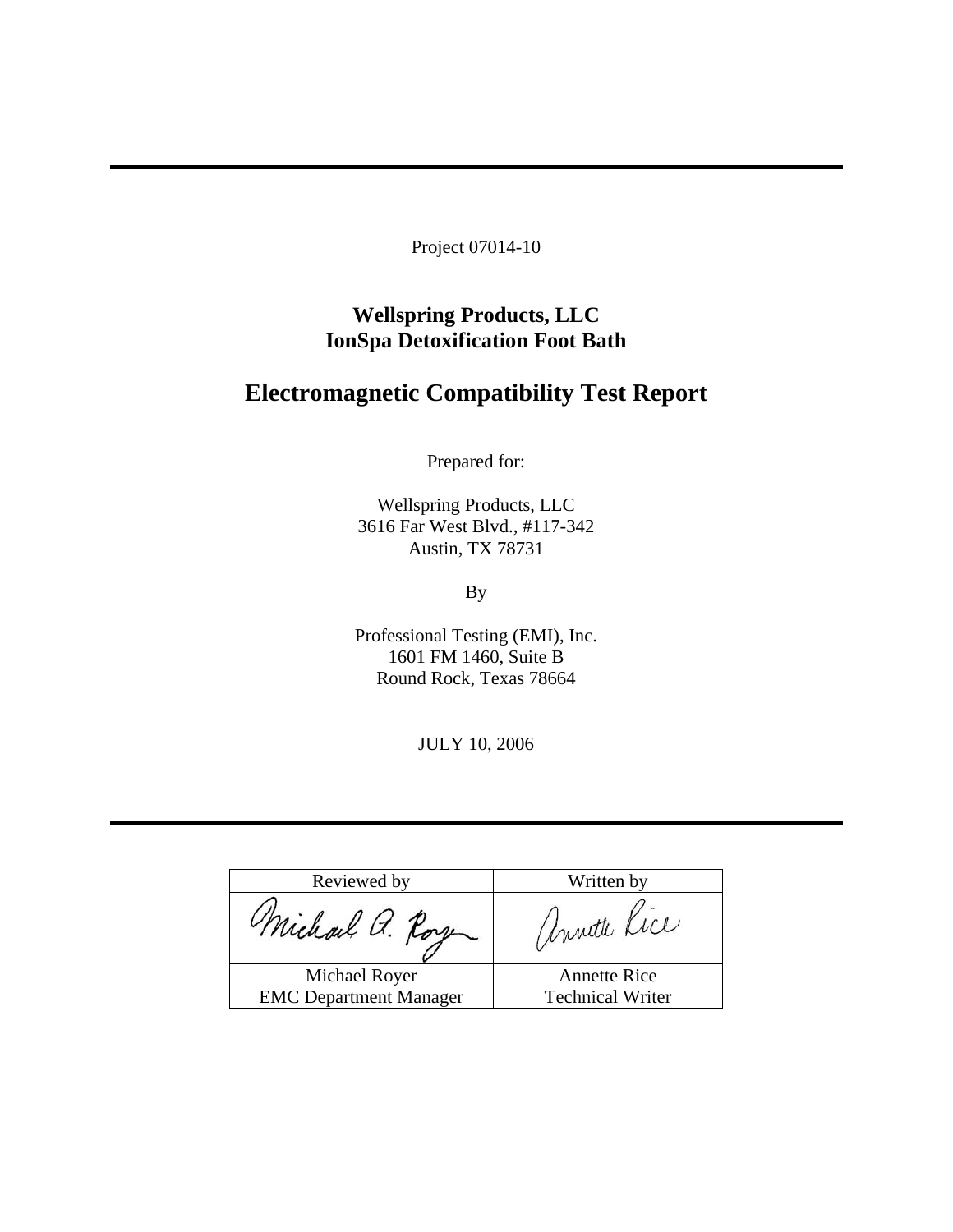Project 07014-10

**Wellspring Products, LLC**
**IonSpa Detoxification Foot Bath**

# Electromagnetic Compatibility Test Report

Prepared for:

Wellspring Products, LLC
3616 Far West Blvd., #117-342
Austin, TX 78731

By

Professional Testing (EMI), Inc.
1601 FM 1460, Suite B
Round Rock, Texas 78664

JULY 10, 2006

| Reviewed by | Written by |
| --- | --- |
| *Michael A. Royer* | *Annette Rice* |
| Michael Royer<br>EMC Department Manager | Annette Rice<br>Technical Writer |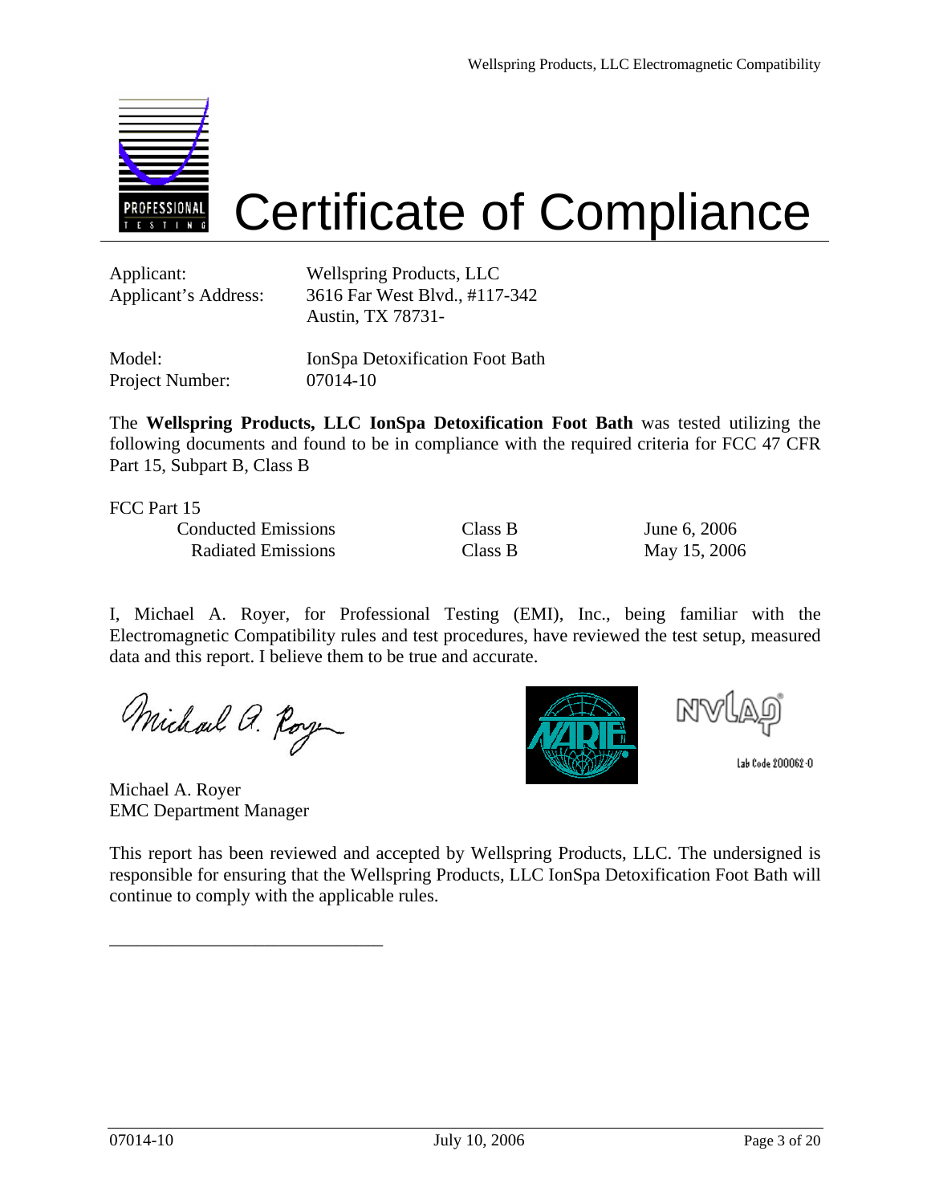# Certificate of Compliance

| | |
|---|---|
| Applicant: | Wellspring Products, LLC |
| Applicant's Address: | 3616 Far West Blvd., #117-342<br>Austin, TX 78731- |
| Model: | IonSpa Detoxification Foot Bath |
| Project Number: | 07014-10 |

The **Wellspring Products, LLC IonSpa Detoxification Foot Bath** was tested utilizing the following documents and found to be in compliance with the required criteria for FCC 47 CFR Part 15, Subpart B, Class B

FCC Part 15

| | | |
|---|---|---|
| Conducted Emissions | Class B | June 6, 2006 |
| Radiated Emissions | Class B | May 15, 2006 |

I, Michael A. Royer, for Professional Testing (EMI), Inc., being familiar with the Electromagnetic Compatibility rules and test procedures, have reviewed the test setup, measured data and this report. I believe them to be true and accurate.

Michael A. Royer
EMC Department Manager

Lab Code 200062-0

This report has been reviewed and accepted by Wellspring Products, LLC. The undersigned is responsible for ensuring that the Wellspring Products, LLC IonSpa Detoxification Foot Bath will continue to comply with the applicable rules.

\_\_\_\_\_\_\_\_\_\_\_\_\_\_\_\_\_\_\_\_\_\_\_\_\_\_\_\_\_\_